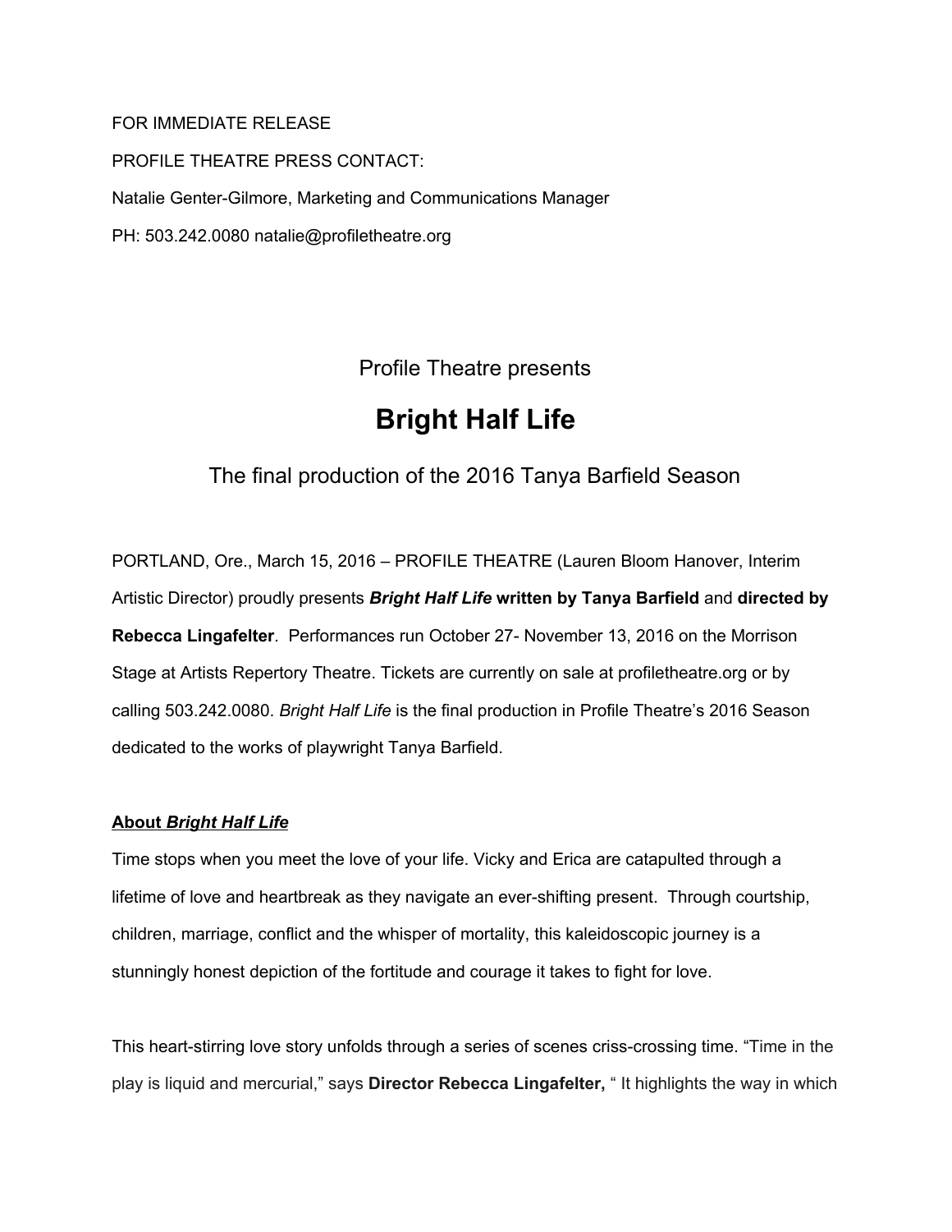FOR IMMEDIATE RELEASE

PROFILE THEATRE PRESS CONTACT:

Natalie Genter-Gilmore, Marketing and Communications Manager

PH: 503.242.0080 natalie@profiletheatre.org

Profile Theatre presents

# Bright Half Life

## The final production of the 2016 Tanya Barfield Season

PORTLAND, Ore., March 15, 2016 – PROFILE THEATRE (Lauren Bloom Hanover, Interim Artistic Director) proudly presents ***Bright Half Life* written by Tanya Barfield** and **directed by Rebecca Lingafelter**. Performances run October 27- November 13, 2016 on the Morrison Stage at Artists Repertory Theatre. Tickets are currently on sale at profiletheatre.org or by calling 503.242.0080. *Bright Half Life* is the final production in Profile Theatre's 2016 Season dedicated to the works of playwright Tanya Barfield.

**About *Bright Half Life***

Time stops when you meet the love of your life. Vicky and Erica are catapulted through a lifetime of love and heartbreak as they navigate an ever-shifting present. Through courtship, children, marriage, conflict and the whisper of mortality, this kaleidoscopic journey is a stunningly honest depiction of the fortitude and courage it takes to fight for love.

This heart-stirring love story unfolds through a series of scenes criss-crossing time. "Time in the play is liquid and mercurial," says **Director Rebecca Lingafelter,** " It highlights the way in which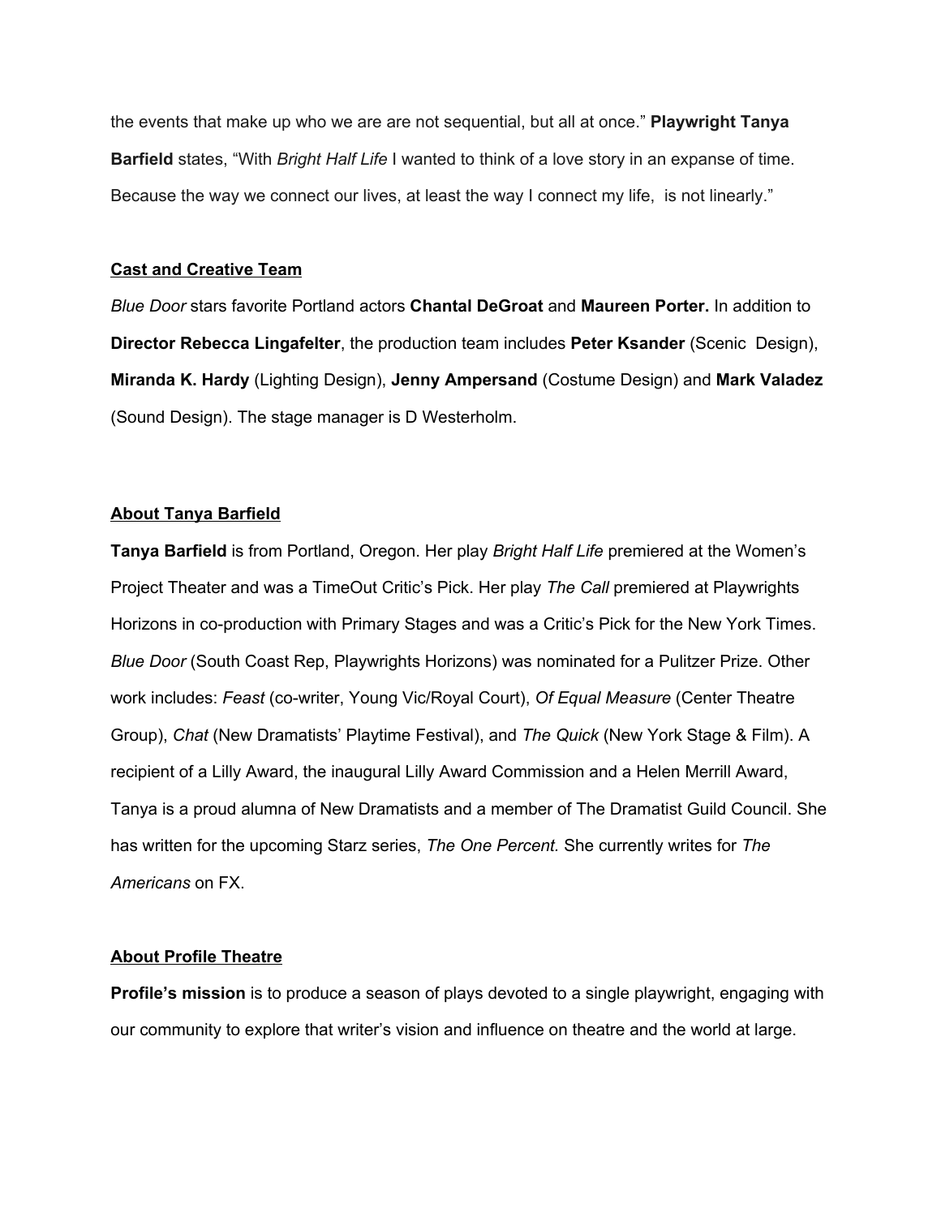the events that make up who we are are not sequential, but all at once." **Playwright Tanya Barfield** states, "With *Bright Half Life* I wanted to think of a love story in an expanse of time. Because the way we connect our lives, at least the way I connect my life, is not linearly."

## Cast and Creative Team

*Blue Door* stars favorite Portland actors **Chantal DeGroat** and **Maureen Porter.** In addition to **Director Rebecca Lingafelter**, the production team includes **Peter Ksander** (Scenic Design), **Miranda K. Hardy** (Lighting Design), **Jenny Ampersand** (Costume Design) and **Mark Valadez** (Sound Design). The stage manager is D Westerholm.

## About Tanya Barfield

**Tanya Barfield** is from Portland, Oregon. Her play *Bright Half Life* premiered at the Women's Project Theater and was a TimeOut Critic's Pick. Her play *The Call* premiered at Playwrights Horizons in co-production with Primary Stages and was a Critic's Pick for the New York Times. *Blue Door* (South Coast Rep, Playwrights Horizons) was nominated for a Pulitzer Prize. Other work includes: *Feast* (co-writer, Young Vic/Royal Court), *Of Equal Measure* (Center Theatre Group), *Chat* (New Dramatists' Playtime Festival), and *The Quick* (New York Stage & Film). A recipient of a Lilly Award, the inaugural Lilly Award Commission and a Helen Merrill Award, Tanya is a proud alumna of New Dramatists and a member of The Dramatist Guild Council. She has written for the upcoming Starz series, *The One Percent.* She currently writes for *The Americans* on FX.

## About Profile Theatre

**Profile's mission** is to produce a season of plays devoted to a single playwright, engaging with our community to explore that writer's vision and influence on theatre and the world at large.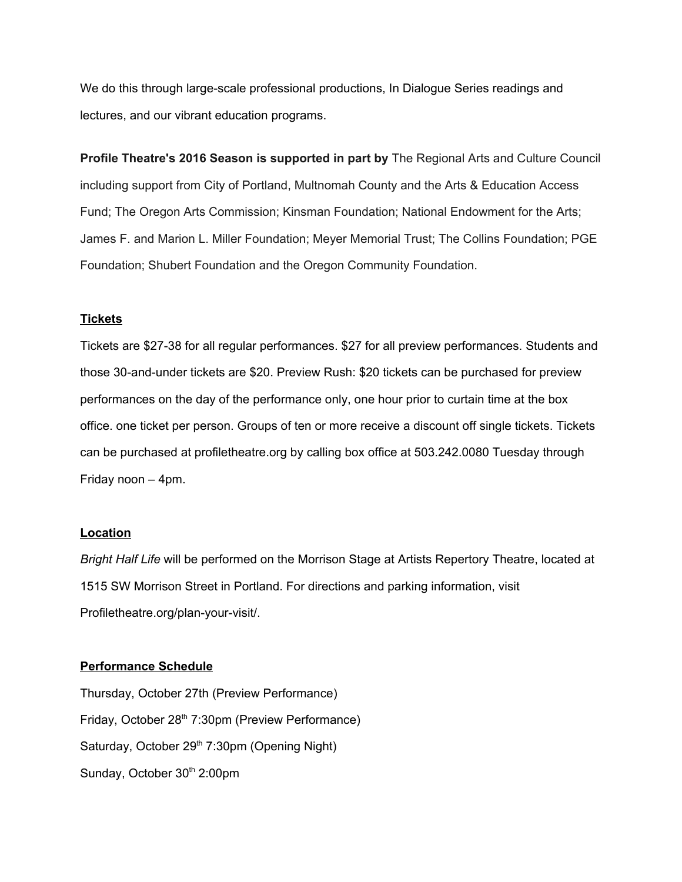We do this through large-scale professional productions, In Dialogue Series readings and lectures, and our vibrant education programs.

**Profile Theatre's 2016 Season is supported in part by** The Regional Arts and Culture Council including support from City of Portland, Multnomah County and the Arts & Education Access Fund; The Oregon Arts Commission; Kinsman Foundation; National Endowment for the Arts; James F. and Marion L. Miller Foundation; Meyer Memorial Trust; The Collins Foundation; PGE Foundation; Shubert Foundation and the Oregon Community Foundation.

## Tickets

Tickets are $27-38 for all regular performances. $27 for all preview performances. Students and those 30-and-under tickets are $20. Preview Rush: $20 tickets can be purchased for preview performances on the day of the performance only, one hour prior to curtain time at the box office. one ticket per person. Groups of ten or more receive a discount off single tickets. Tickets can be purchased at profiletheatre.org by calling box office at 503.242.0080 Tuesday through Friday noon – 4pm.

## Location

*Bright Half Life* will be performed on the Morrison Stage at Artists Repertory Theatre, located at 1515 SW Morrison Street in Portland. For directions and parking information, visit Profiletheatre.org/plan-your-visit/.

## Performance Schedule

Thursday, October 27th (Preview Performance)

Friday, October 28th 7:30pm (Preview Performance)

Saturday, October 29th 7:30pm (Opening Night)

Sunday, October 30th 2:00pm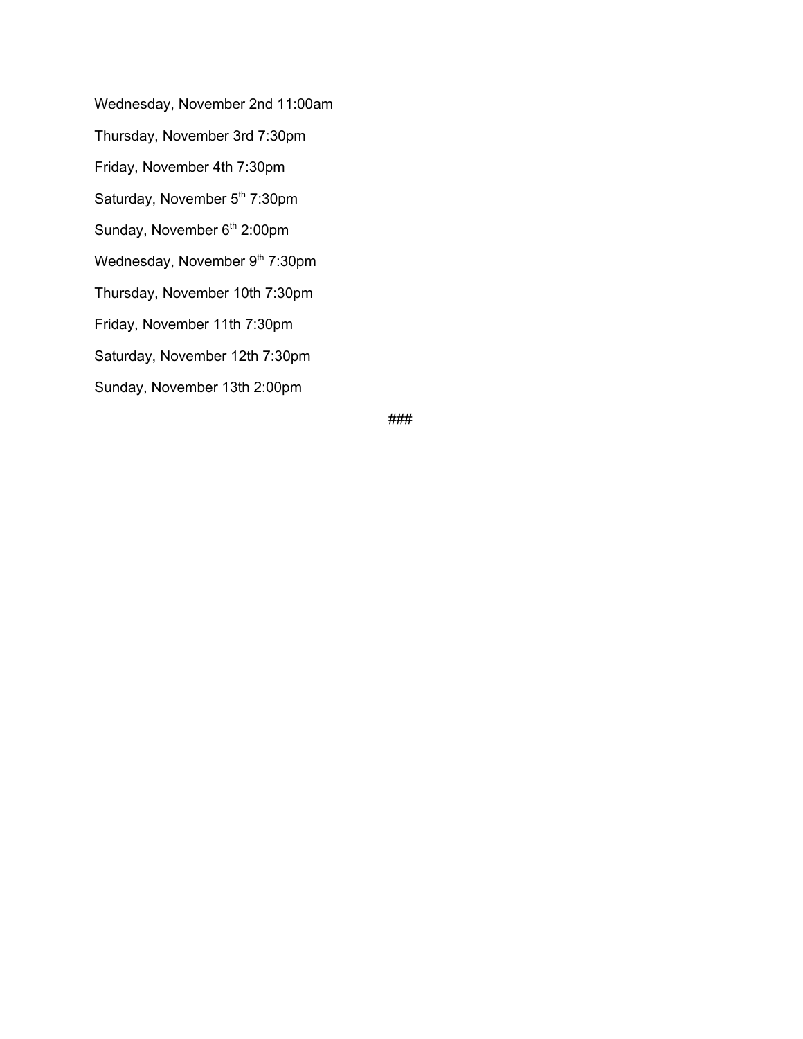Wednesday, November 2nd 11:00am

Thursday, November 3rd 7:30pm

Friday, November 4th 7:30pm

Saturday, November 5th 7:30pm

Sunday, November 6th 2:00pm

Wednesday, November 9th 7:30pm

Thursday, November 10th 7:30pm

Friday, November 11th 7:30pm

Saturday, November 12th 7:30pm

Sunday, November 13th 2:00pm

###